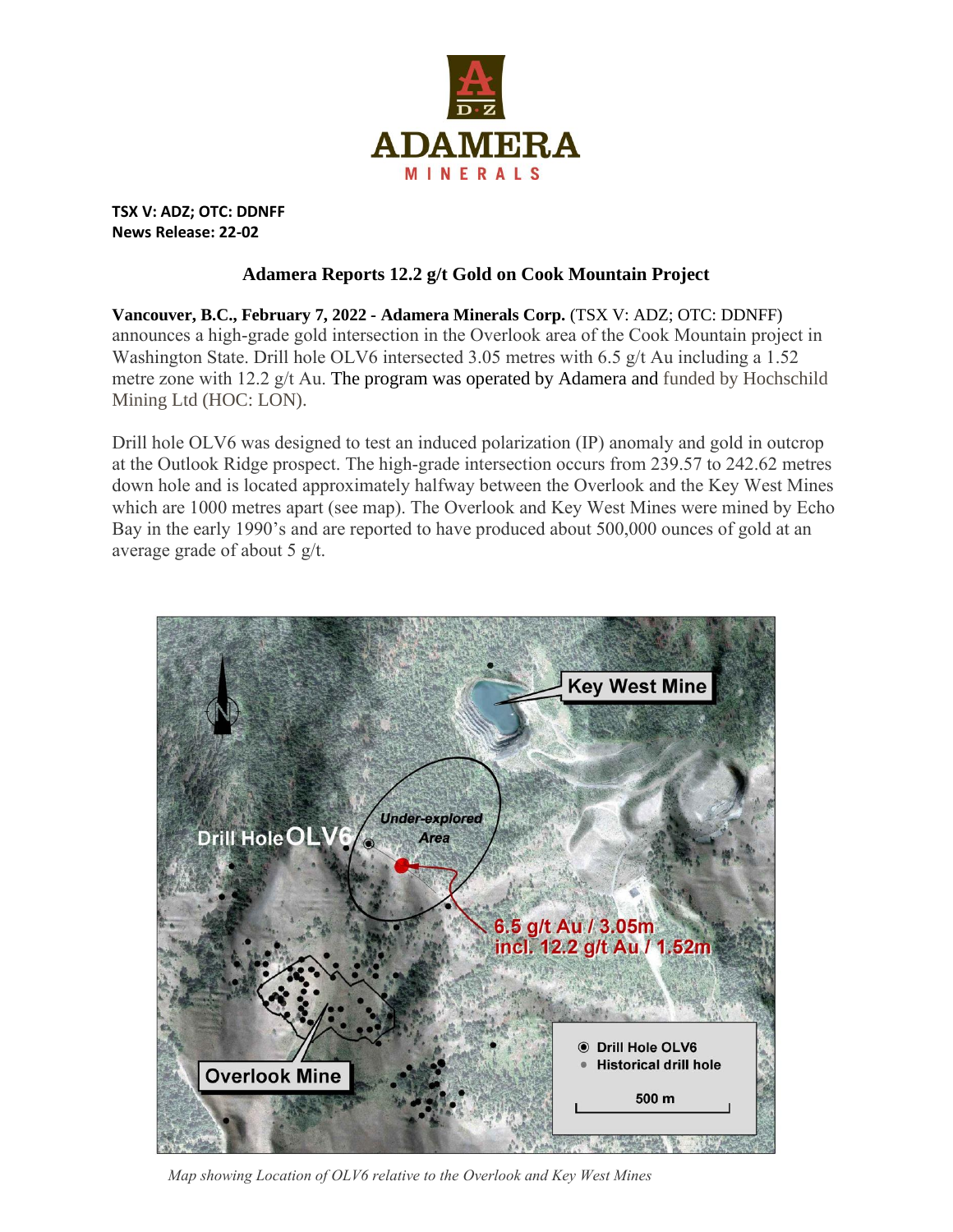ADAMERA MINERALS

**TSX V: ADZ; OTC: DDNFF**
**News Release: 22-02**

# Adamera Reports 12.2 g/t Gold on Cook Mountain Project

**Vancouver, B.C., February 7, 2022 - Adamera Minerals Corp.** (TSX V: ADZ; OTC: DDNFF) announces a high-grade gold intersection in the Overlook area of the Cook Mountain project in Washington State. Drill hole OLV6 intersected 3.05 metres with 6.5 g/t Au including a 1.52 metre zone with 12.2 g/t Au. The program was operated by Adamera and funded by Hochschild Mining Ltd (HOC: LON).

Drill hole OLV6 was designed to test an induced polarization (IP) anomaly and gold in outcrop at the Outlook Ridge prospect. The high-grade intersection occurs from 239.57 to 242.62 metres down hole and is located approximately halfway between the Overlook and the Key West Mines which are 1000 metres apart (see map). The Overlook and Key West Mines were mined by Echo Bay in the early 1990's and are reported to have produced about 500,000 ounces of gold at an average grade of about 5 g/t.

*Map showing Location of OLV6 relative to the Overlook and Key West Mines*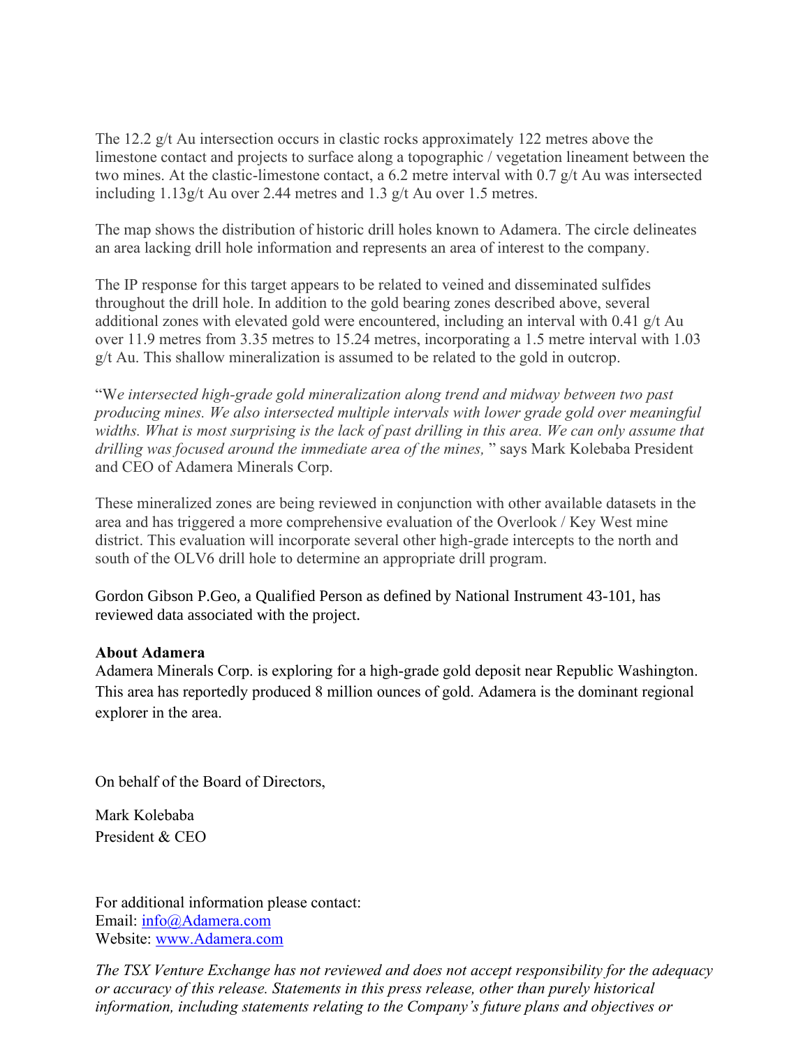The 12.2 g/t Au intersection occurs in clastic rocks approximately 122 metres above the limestone contact and projects to surface along a topographic / vegetation lineament between the two mines. At the clastic-limestone contact, a 6.2 metre interval with 0.7 g/t Au was intersected including 1.13g/t Au over 2.44 metres and 1.3 g/t Au over 1.5 metres.

The map shows the distribution of historic drill holes known to Adamera. The circle delineates an area lacking drill hole information and represents an area of interest to the company.

The IP response for this target appears to be related to veined and disseminated sulfides throughout the drill hole. In addition to the gold bearing zones described above, several additional zones with elevated gold were encountered, including an interval with 0.41 g/t Au over 11.9 metres from 3.35 metres to 15.24 metres, incorporating a 1.5 metre interval with 1.03 g/t Au. This shallow mineralization is assumed to be related to the gold in outcrop.

"W*e intersected high-grade gold mineralization along trend and midway between two past producing mines. We also intersected multiple intervals with lower grade gold over meaningful widths. What is most surprising is the lack of past drilling in this area. We can only assume that drilling was focused around the immediate area of the mines,* " says Mark Kolebaba President and CEO of Adamera Minerals Corp.

These mineralized zones are being reviewed in conjunction with other available datasets in the area and has triggered a more comprehensive evaluation of the Overlook / Key West mine district. This evaluation will incorporate several other high-grade intercepts to the north and south of the OLV6 drill hole to determine an appropriate drill program.

Gordon Gibson P.Geo, a Qualified Person as defined by National Instrument 43-101, has reviewed data associated with the project.

**About Adamera**

Adamera Minerals Corp. is exploring for a high-grade gold deposit near Republic Washington. This area has reportedly produced 8 million ounces of gold. Adamera is the dominant regional explorer in the area.

On behalf of the Board of Directors,

Mark Kolebaba
President & CEO

For additional information please contact:
Email: info@Adamera.com
Website: www.Adamera.com

*The TSX Venture Exchange has not reviewed and does not accept responsibility for the adequacy or accuracy of this release. Statements in this press release, other than purely historical information, including statements relating to the Company's future plans and objectives or*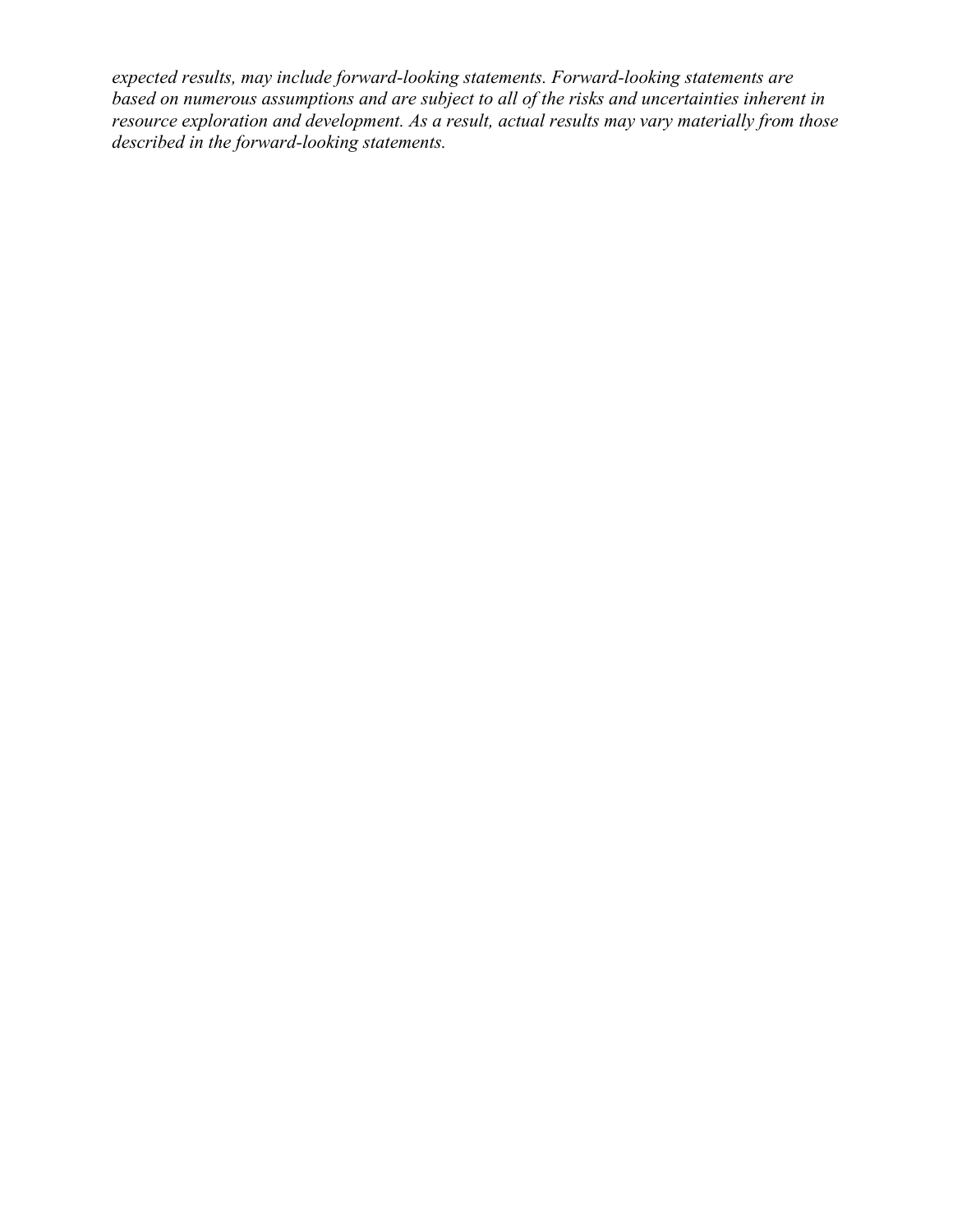*expected results, may include forward-looking statements. Forward-looking statements are based on numerous assumptions and are subject to all of the risks and uncertainties inherent in resource exploration and development. As a result, actual results may vary materially from those described in the forward-looking statements.*